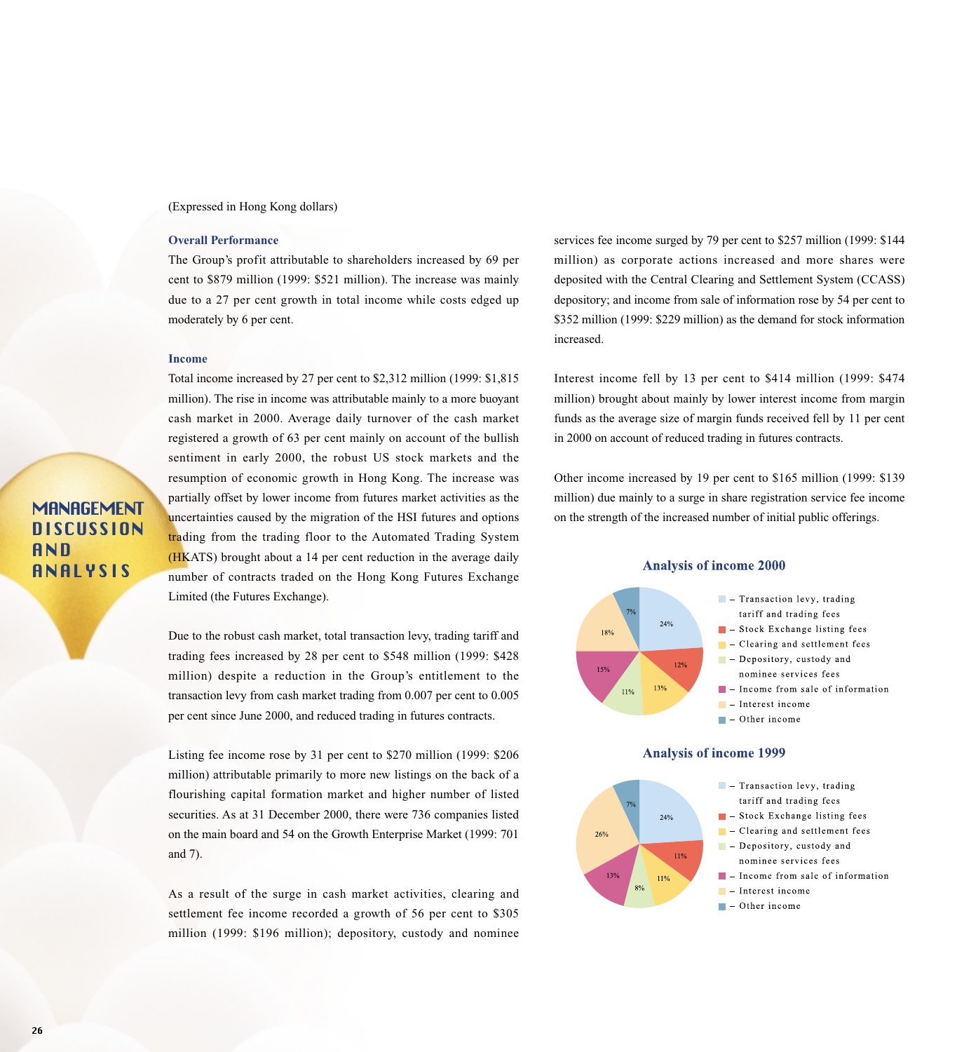# MANAGEMENT DISCUSSION AND ANALYSIS

(Expressed in Hong Kong dollars)

### Overall Performance

The Group's profit attributable to shareholders increased by 69 per cent to $879 million (1999: $521 million). The increase was mainly due to a 27 per cent growth in total income while costs edged up moderately by 6 per cent.

### Income

Total income increased by 27 per cent to $2,312 million (1999: $1,815 million). The rise in income was attributable mainly to a more buoyant cash market in 2000. Average daily turnover of the cash market registered a growth of 63 per cent mainly on account of the bullish sentiment in early 2000, the robust US stock markets and the resumption of economic growth in Hong Kong. The increase was partially offset by lower income from futures market activities as the uncertainties caused by the migration of the HSI futures and options trading from the trading floor to the Automated Trading System (HKATS) brought about a 14 per cent reduction in the average daily number of contracts traded on the Hong Kong Futures Exchange Limited (the Futures Exchange).

Due to the robust cash market, total transaction levy, trading tariff and trading fees increased by 28 per cent to $548 million (1999: $428 million) despite a reduction in the Group's entitlement to the transaction levy from cash market trading from 0.007 per cent to 0.005 per cent since June 2000, and reduced trading in futures contracts.

Listing fee income rose by 31 per cent to $270 million (1999: $206 million) attributable primarily to more new listings on the back of a flourishing capital formation market and higher number of listed securities. As at 31 December 2000, there were 736 companies listed on the main board and 54 on the Growth Enterprise Market (1999: 701 and 7).

As a result of the surge in cash market activities, clearing and settlement fee income recorded a growth of 56 per cent to $305 million (1999: $196 million); depository, custody and nominee services fee income surged by 79 per cent to $257 million (1999: $144 million) as corporate actions increased and more shares were deposited with the Central Clearing and Settlement System (CCASS) depository; and income from sale of information rose by 54 per cent to $352 million (1999: $229 million) as the demand for stock information increased.

Interest income fell by 13 per cent to $414 million (1999: $474 million) brought about mainly by lower interest income from margin funds as the average size of margin funds received fell by 11 per cent in 2000 on account of reduced trading in futures contracts.

Other income increased by 19 per cent to $165 million (1999: $139 million) due mainly to a surge in share registration service fee income on the strength of the increased number of initial public offerings.

### Analysis of income 2000

| Category | % |
|---|---|
| Transaction levy, trading tariff and trading fees | 24% |
| Stock Exchange listing fees | 12% |
| Clearing and settlement fees | 13% |
| Depository, custody and nominee services fees | 11% |
| Income from sale of information | 15% |
| Interest income | 18% |
| Other income | 7% |

### Analysis of income 1999

| Category | % |
|---|---|
| Transaction levy, trading tariff and trading fees | 24% |
| Stock Exchange listing fees | 11% |
| Clearing and settlement fees | 11% |
| Depository, custody and nominee services fees | 8% |
| Income from sale of information | 13% |
| Interest income | 26% |
| Other income | 7% |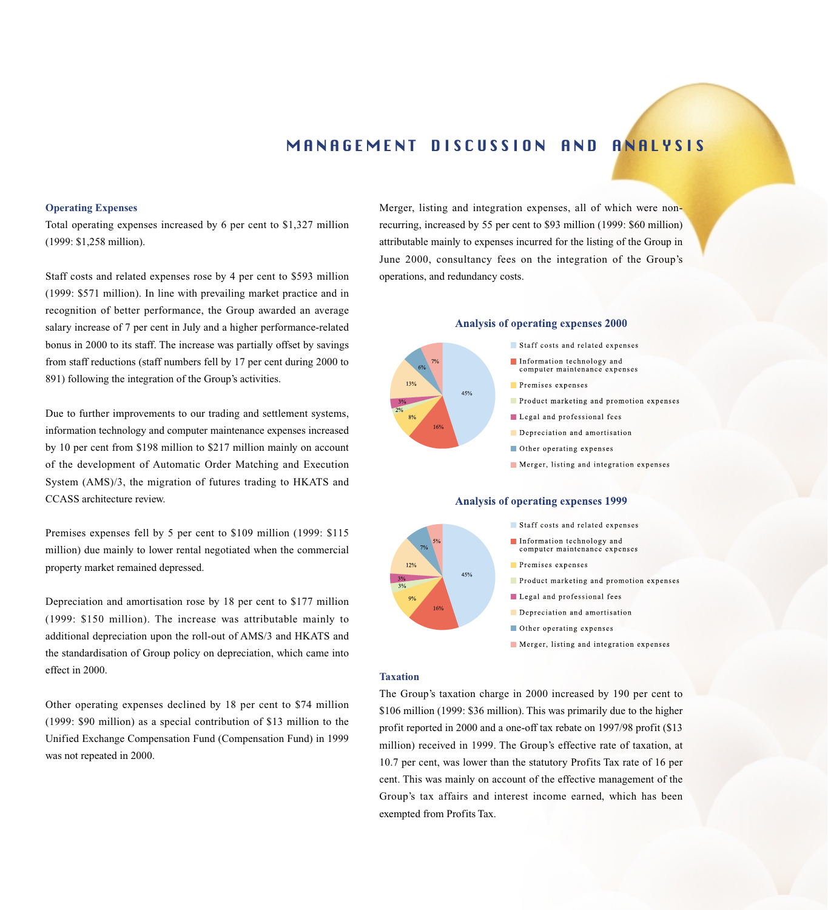# MANAGEMENT DISCUSSION AND ANALYSIS

### Operating Expenses

Total operating expenses increased by 6 per cent to $1,327 million (1999: $1,258 million).

Staff costs and related expenses rose by 4 per cent to $593 million (1999: $571 million). In line with prevailing market practice and in recognition of better performance, the Group awarded an average salary increase of 7 per cent in July and a higher performance-related bonus in 2000 to its staff. The increase was partially offset by savings from staff reductions (staff numbers fell by 17 per cent during 2000 to 891) following the integration of the Group's activities.

Due to further improvements to our trading and settlement systems, information technology and computer maintenance expenses increased by 10 per cent from $198 million to $217 million mainly on account of the development of Automatic Order Matching and Execution System (AMS)/3, the migration of futures trading to HKATS and CCASS architecture review.

Premises expenses fell by 5 per cent to $109 million (1999: $115 million) due mainly to lower rental negotiated when the commercial property market remained depressed.

Depreciation and amortisation rose by 18 per cent to $177 million (1999: $150 million). The increase was attributable mainly to additional depreciation upon the roll-out of AMS/3 and HKATS and the standardisation of Group policy on depreciation, which came into effect in 2000.

Other operating expenses declined by 18 per cent to $74 million (1999: $90 million) as a special contribution of $13 million to the Unified Exchange Compensation Fund (Compensation Fund) in 1999 was not repeated in 2000.

Merger, listing and integration expenses, all of which were non-recurring, increased by 55 per cent to $93 million (1999: $60 million) attributable mainly to expenses incurred for the listing of the Group in June 2000, consultancy fees on the integration of the Group's operations, and redundancy costs.

**Analysis of operating expenses 2000**

| Category | % |
|---|---|
| Staff costs and related expenses | 45% |
| Information technology and computer maintenance expenses | 16% |
| Premises expenses | 8% |
| Product marketing and promotion expenses | 2% |
| Legal and professional fees | 3% |
| Depreciation and amortisation | 13% |
| Other operating expenses | 6% |
| Merger, listing and integration expenses | 7% |

**Analysis of operating expenses 1999**

| Category | % |
|---|---|
| Staff costs and related expenses | 45% |
| Information technology and computer maintenance expenses | 16% |
| Premises expenses | 9% |
| Product marketing and promotion expenses | 3% |
| Legal and professional fees | 3% |
| Depreciation and amortisation | 12% |
| Other operating expenses | 7% |
| Merger, listing and integration expenses | 5% |

### Taxation

The Group's taxation charge in 2000 increased by 190 per cent to $106 million (1999: $36 million). This was primarily due to the higher profit reported in 2000 and a one-off tax rebate on 1997/98 profit ($13 million) received in 1999. The Group's effective rate of taxation, at 10.7 per cent, was lower than the statutory Profits Tax rate of 16 per cent. This was mainly on account of the effective management of the Group's tax affairs and interest income earned, which has been exempted from Profits Tax.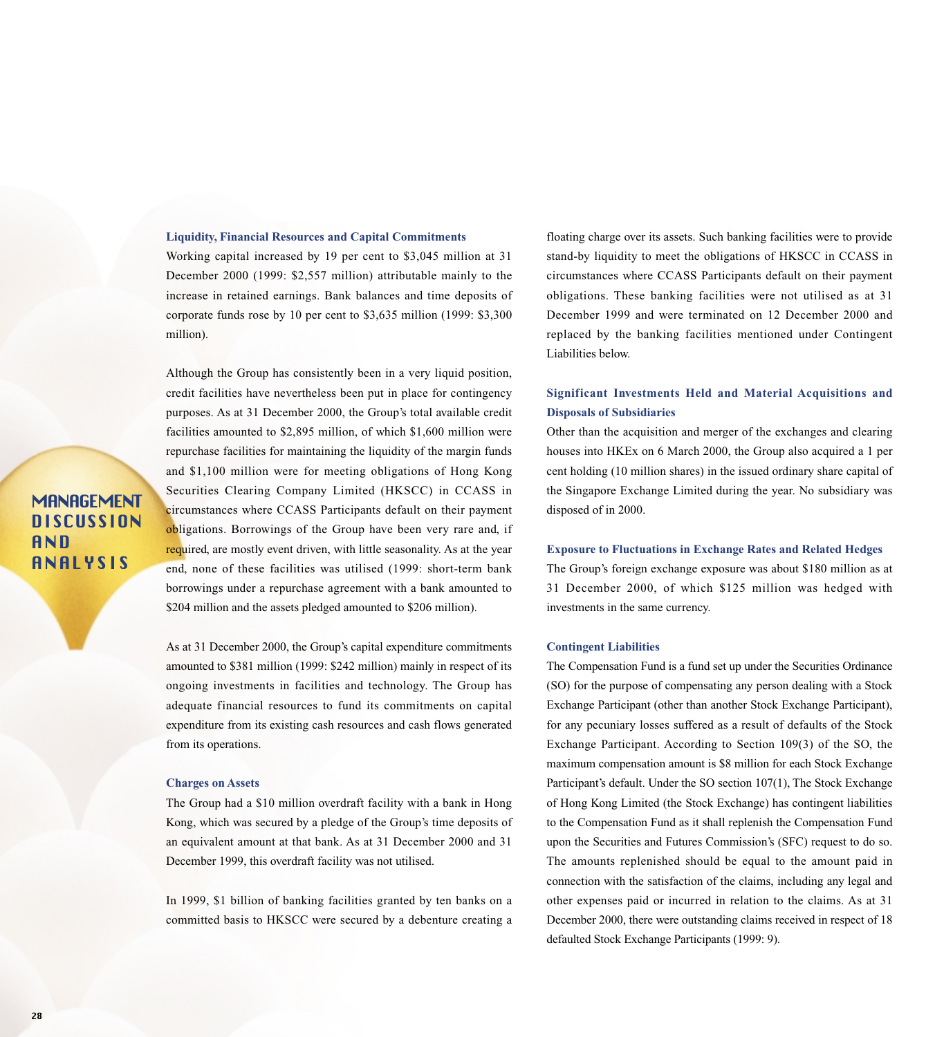# MANAGEMENT DISCUSSION AND ANALYSIS

### Liquidity, Financial Resources and Capital Commitments

Working capital increased by 19 per cent to $3,045 million at 31 December 2000 (1999: $2,557 million) attributable mainly to the increase in retained earnings. Bank balances and time deposits of corporate funds rose by 10 per cent to $3,635 million (1999: $3,300 million).

Although the Group has consistently been in a very liquid position, credit facilities have nevertheless been put in place for contingency purposes. As at 31 December 2000, the Group's total available credit facilities amounted to $2,895 million, of which $1,600 million were repurchase facilities for maintaining the liquidity of the margin funds and $1,100 million were for meeting obligations of Hong Kong Securities Clearing Company Limited (HKSCC) in CCASS in circumstances where CCASS Participants default on their payment obligations. Borrowings of the Group have been very rare and, if required, are mostly event driven, with little seasonality. As at the year end, none of these facilities was utilised (1999: short-term bank borrowings under a repurchase agreement with a bank amounted to $204 million and the assets pledged amounted to $206 million).

As at 31 December 2000, the Group's capital expenditure commitments amounted to $381 million (1999: $242 million) mainly in respect of its ongoing investments in facilities and technology. The Group has adequate financial resources to fund its commitments on capital expenditure from its existing cash resources and cash flows generated from its operations.

### Charges on Assets

The Group had a $10 million overdraft facility with a bank in Hong Kong, which was secured by a pledge of the Group's time deposits of an equivalent amount at that bank. As at 31 December 2000 and 31 December 1999, this overdraft facility was not utilised.

In 1999, $1 billion of banking facilities granted by ten banks on a committed basis to HKSCC were secured by a debenture creating a floating charge over its assets. Such banking facilities were to provide stand-by liquidity to meet the obligations of HKSCC in CCASS in circumstances where CCASS Participants default on their payment obligations. These banking facilities were not utilised as at 31 December 1999 and were terminated on 12 December 2000 and replaced by the banking facilities mentioned under Contingent Liabilities below.

### Significant Investments Held and Material Acquisitions and Disposals of Subsidiaries

Other than the acquisition and merger of the exchanges and clearing houses into HKEx on 6 March 2000, the Group also acquired a 1 per cent holding (10 million shares) in the issued ordinary share capital of the Singapore Exchange Limited during the year. No subsidiary was disposed of in 2000.

### Exposure to Fluctuations in Exchange Rates and Related Hedges

The Group's foreign exchange exposure was about $180 million as at 31 December 2000, of which $125 million was hedged with investments in the same currency.

### Contingent Liabilities

The Compensation Fund is a fund set up under the Securities Ordinance (SO) for the purpose of compensating any person dealing with a Stock Exchange Participant (other than another Stock Exchange Participant), for any pecuniary losses suffered as a result of defaults of the Stock Exchange Participant. According to Section 109(3) of the SO, the maximum compensation amount is $8 million for each Stock Exchange Participant's default. Under the SO section 107(1), The Stock Exchange of Hong Kong Limited (the Stock Exchange) has contingent liabilities to the Compensation Fund as it shall replenish the Compensation Fund upon the Securities and Futures Commission's (SFC) request to do so. The amounts replenished should be equal to the amount paid in connection with the satisfaction of the claims, including any legal and other expenses paid or incurred in relation to the claims. As at 31 December 2000, there were outstanding claims received in respect of 18 defaulted Stock Exchange Participants (1999: 9).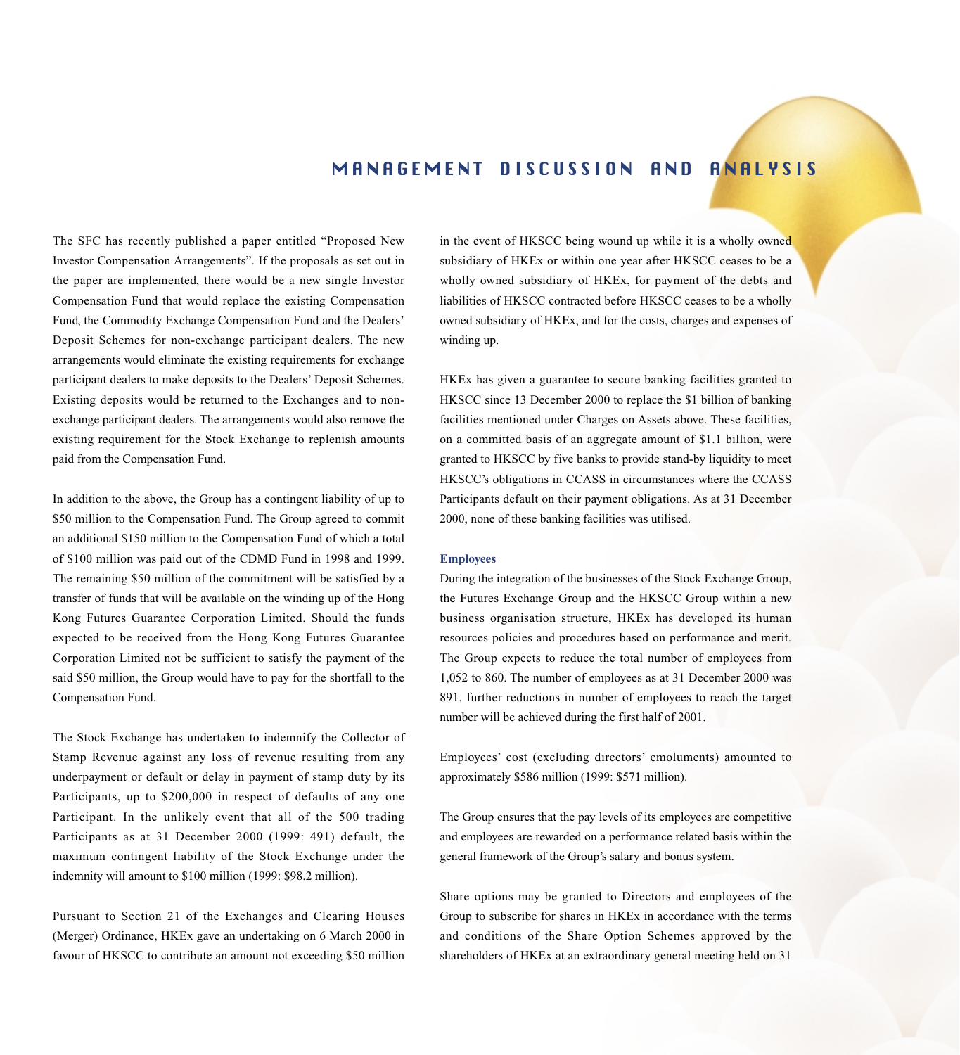# MANAGEMENT DISCUSSION AND ANALYSIS

The SFC has recently published a paper entitled "Proposed New Investor Compensation Arrangements". If the proposals as set out in the paper are implemented, there would be a new single Investor Compensation Fund that would replace the existing Compensation Fund, the Commodity Exchange Compensation Fund and the Dealers' Deposit Schemes for non-exchange participant dealers. The new arrangements would eliminate the existing requirements for exchange participant dealers to make deposits to the Dealers' Deposit Schemes. Existing deposits would be returned to the Exchanges and to non-exchange participant dealers. The arrangements would also remove the existing requirement for the Stock Exchange to replenish amounts paid from the Compensation Fund.

In addition to the above, the Group has a contingent liability of up to $50 million to the Compensation Fund. The Group agreed to commit an additional $150 million to the Compensation Fund of which a total of $100 million was paid out of the CDMD Fund in 1998 and 1999. The remaining $50 million of the commitment will be satisfied by a transfer of funds that will be available on the winding up of the Hong Kong Futures Guarantee Corporation Limited. Should the funds expected to be received from the Hong Kong Futures Guarantee Corporation Limited not be sufficient to satisfy the payment of the said $50 million, the Group would have to pay for the shortfall to the Compensation Fund.

The Stock Exchange has undertaken to indemnify the Collector of Stamp Revenue against any loss of revenue resulting from any underpayment or default or delay in payment of stamp duty by its Participants, up to $200,000 in respect of defaults of any one Participant. In the unlikely event that all of the 500 trading Participants as at 31 December 2000 (1999: 491) default, the maximum contingent liability of the Stock Exchange under the indemnity will amount to $100 million (1999: $98.2 million).

Pursuant to Section 21 of the Exchanges and Clearing Houses (Merger) Ordinance, HKEx gave an undertaking on 6 March 2000 in favour of HKSCC to contribute an amount not exceeding $50 million in the event of HKSCC being wound up while it is a wholly owned subsidiary of HKEx or within one year after HKSCC ceases to be a wholly owned subsidiary of HKEx, for payment of the debts and liabilities of HKSCC contracted before HKSCC ceases to be a wholly owned subsidiary of HKEx, and for the costs, charges and expenses of winding up.

HKEx has given a guarantee to secure banking facilities granted to HKSCC since 13 December 2000 to replace the $1 billion of banking facilities mentioned under Charges on Assets above. These facilities, on a committed basis of an aggregate amount of $1.1 billion, were granted to HKSCC by five banks to provide stand-by liquidity to meet HKSCC's obligations in CCASS in circumstances where the CCASS Participants default on their payment obligations. As at 31 December 2000, none of these banking facilities was utilised.

### Employees

During the integration of the businesses of the Stock Exchange Group, the Futures Exchange Group and the HKSCC Group within a new business organisation structure, HKEx has developed its human resources policies and procedures based on performance and merit. The Group expects to reduce the total number of employees from 1,052 to 860. The number of employees as at 31 December 2000 was 891, further reductions in number of employees to reach the target number will be achieved during the first half of 2001.

Employees' cost (excluding directors' emoluments) amounted to approximately $586 million (1999: $571 million).

The Group ensures that the pay levels of its employees are competitive and employees are rewarded on a performance related basis within the general framework of the Group's salary and bonus system.

Share options may be granted to Directors and employees of the Group to subscribe for shares in HKEx in accordance with the terms and conditions of the Share Option Schemes approved by the shareholders of HKEx at an extraordinary general meeting held on 31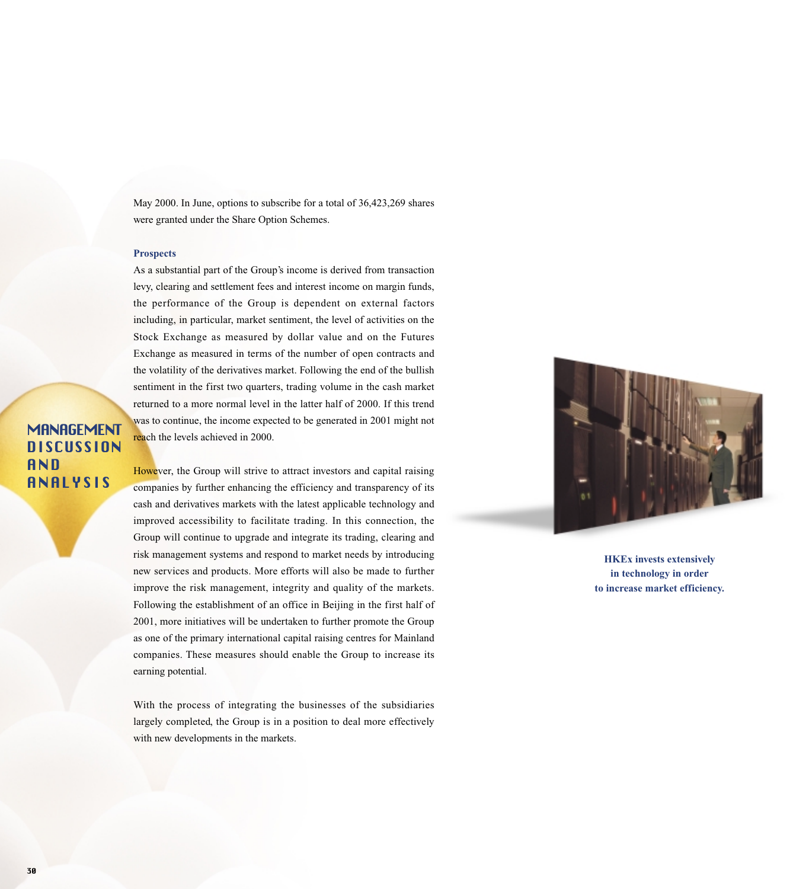May 2000. In June, options to subscribe for a total of 36,423,269 shares were granted under the Share Option Schemes.

### Prospects

As a substantial part of the Group's income is derived from transaction levy, clearing and settlement fees and interest income on margin funds, the performance of the Group is dependent on external factors including, in particular, market sentiment, the level of activities on the Stock Exchange as measured by dollar value and on the Futures Exchange as measured in terms of the number of open contracts and the volatility of the derivatives market. Following the end of the bullish sentiment in the first two quarters, trading volume in the cash market returned to a more normal level in the latter half of 2000. If this trend was to continue, the income expected to be generated in 2001 might not reach the levels achieved in 2000.

However, the Group will strive to attract investors and capital raising companies by further enhancing the efficiency and transparency of its cash and derivatives markets with the latest applicable technology and improved accessibility to facilitate trading. In this connection, the Group will continue to upgrade and integrate its trading, clearing and risk management systems and respond to market needs by introducing new services and products. More efforts will also be made to further improve the risk management, integrity and quality of the markets. Following the establishment of an office in Beijing in the first half of 2001, more initiatives will be undertaken to further promote the Group as one of the primary international capital raising centres for Mainland companies. These measures should enable the Group to increase its earning potential.

With the process of integrating the businesses of the subsidiaries largely completed, the Group is in a position to deal more effectively with new developments in the markets.

**HKEx invests extensively in technology in order to increase market efficiency.**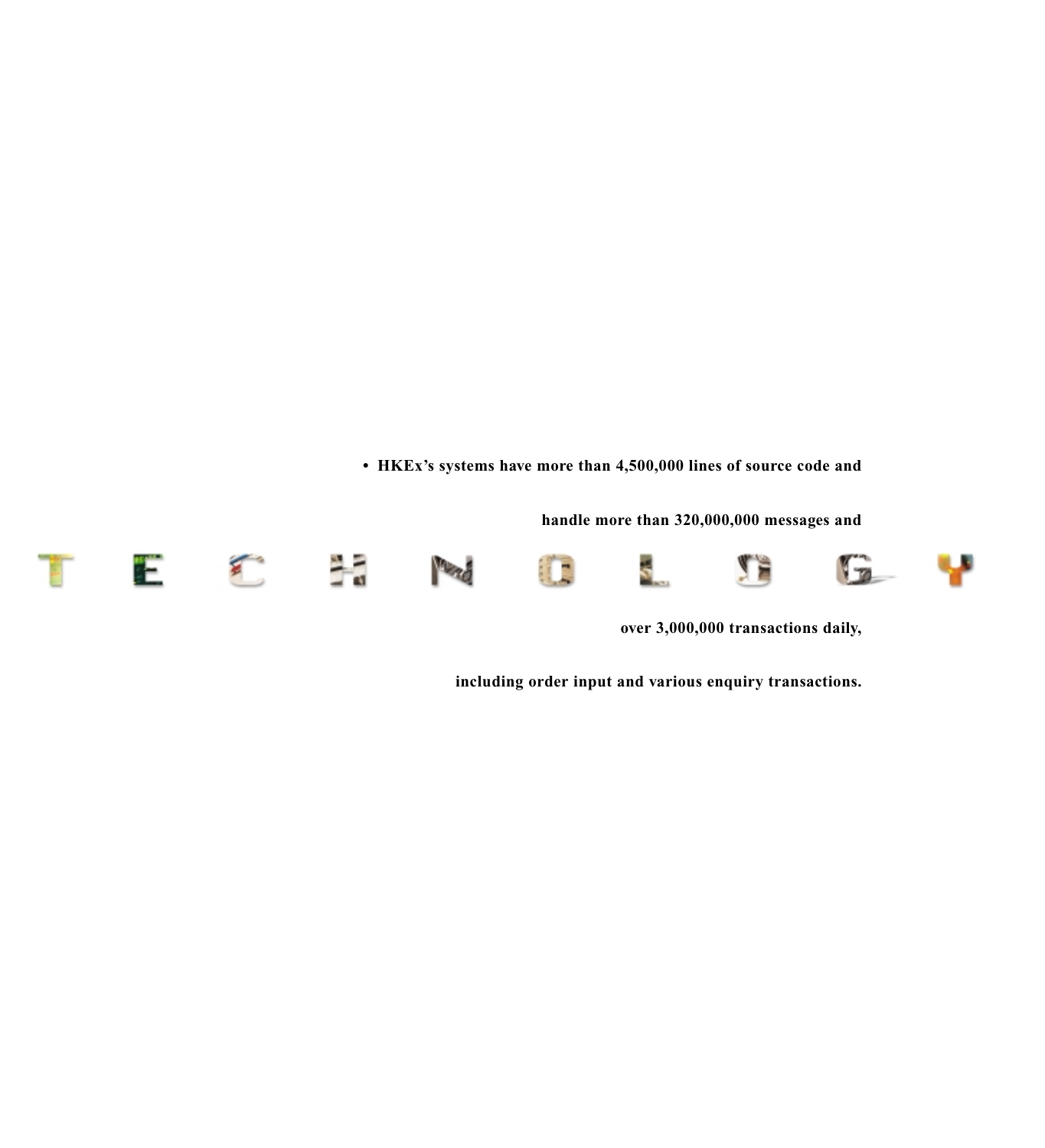- HKEx's systems have more than 4,500,000 lines of source code and handle more than 320,000,000 messages and over 3,000,000 transactions daily, including order input and various enquiry transactions.

T E C H N O L O G Y